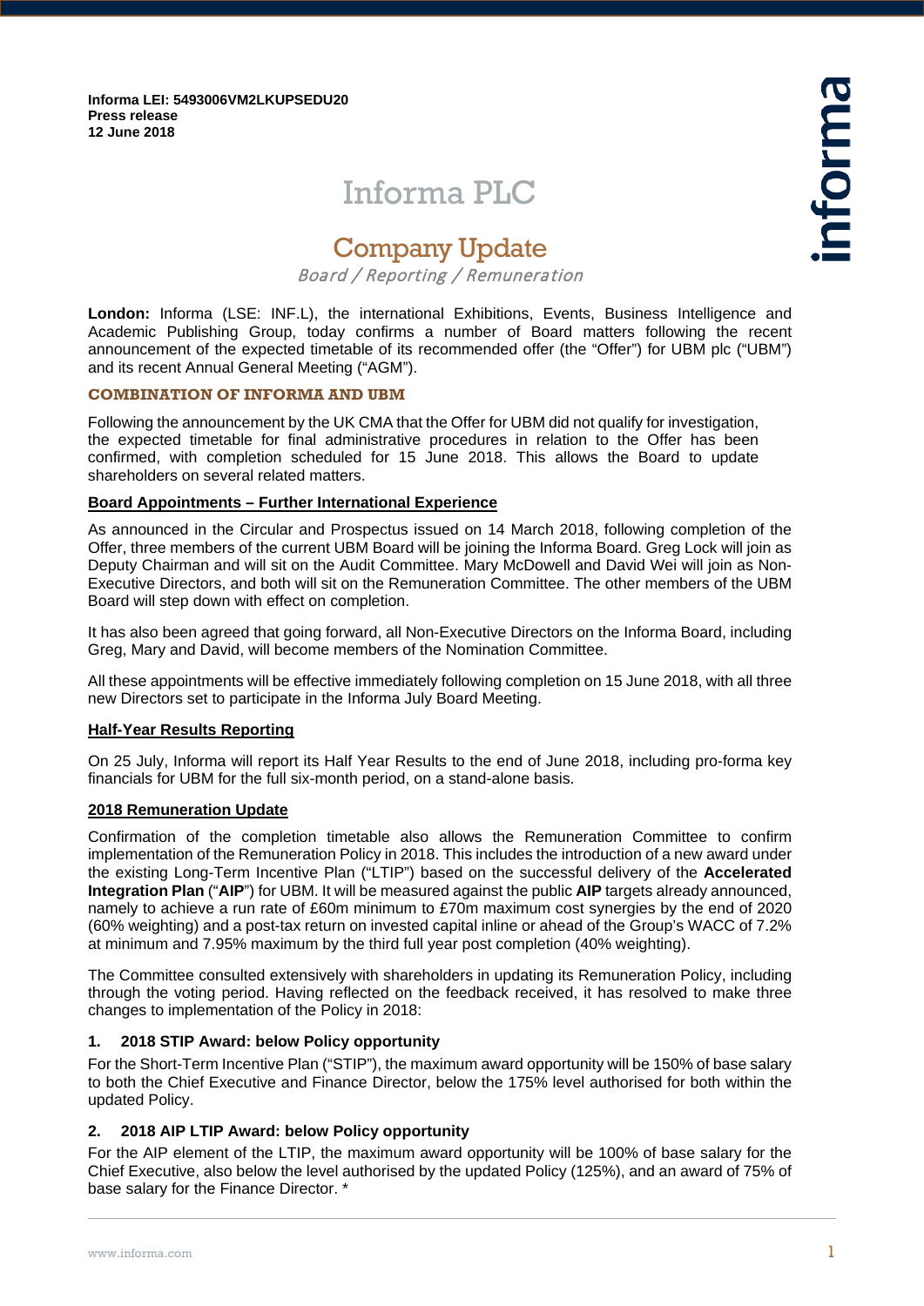**Informa LEI: 5493006VM2LKUPSEDU20**
**Press release**
**12 June 2018**

# Informa PLC

## Company Update

*Board / Reporting / Remuneration*

**London:** Informa (LSE: INF.L), the international Exhibitions, Events, Business Intelligence and Academic Publishing Group, today confirms a number of Board matters following the recent announcement of the expected timetable of its recommended offer (the "Offer") for UBM plc ("UBM") and its recent Annual General Meeting ("AGM").

### COMBINATION OF INFORMA AND UBM

Following the announcement by the UK CMA that the Offer for UBM did not qualify for investigation, the expected timetable for final administrative procedures in relation to the Offer has been confirmed, with completion scheduled for 15 June 2018. This allows the Board to update shareholders on several related matters.

**Board Appointments – Further International Experience**

As announced in the Circular and Prospectus issued on 14 March 2018, following completion of the Offer, three members of the current UBM Board will be joining the Informa Board. Greg Lock will join as Deputy Chairman and will sit on the Audit Committee. Mary McDowell and David Wei will join as Non-Executive Directors, and both will sit on the Remuneration Committee. The other members of the UBM Board will step down with effect on completion.

It has also been agreed that going forward, all Non-Executive Directors on the Informa Board, including Greg, Mary and David, will become members of the Nomination Committee.

All these appointments will be effective immediately following completion on 15 June 2018, with all three new Directors set to participate in the Informa July Board Meeting.

**Half-Year Results Reporting**

On 25 July, Informa will report its Half Year Results to the end of June 2018, including pro-forma key financials for UBM for the full six-month period, on a stand-alone basis.

**2018 Remuneration Update**

Confirmation of the completion timetable also allows the Remuneration Committee to confirm implementation of the Remuneration Policy in 2018. This includes the introduction of a new award under the existing Long-Term Incentive Plan ("LTIP") based on the successful delivery of the **Accelerated Integration Plan** ("**AIP**") for UBM. It will be measured against the public **AIP** targets already announced, namely to achieve a run rate of £60m minimum to £70m maximum cost synergies by the end of 2020 (60% weighting) and a post-tax return on invested capital inline or ahead of the Group's WACC of 7.2% at minimum and 7.95% maximum by the third full year post completion (40% weighting).

The Committee consulted extensively with shareholders in updating its Remuneration Policy, including through the voting period. Having reflected on the feedback received, it has resolved to make three changes to implementation of the Policy in 2018:

**1. 2018 STIP Award: below Policy opportunity**

For the Short-Term Incentive Plan ("STIP"), the maximum award opportunity will be 150% of base salary to both the Chief Executive and Finance Director, below the 175% level authorised for both within the updated Policy.

**2. 2018 AIP LTIP Award: below Policy opportunity**

For the AIP element of the LTIP, the maximum award opportunity will be 100% of base salary for the Chief Executive, also below the level authorised by the updated Policy (125%), and an award of 75% of base salary for the Finance Director. *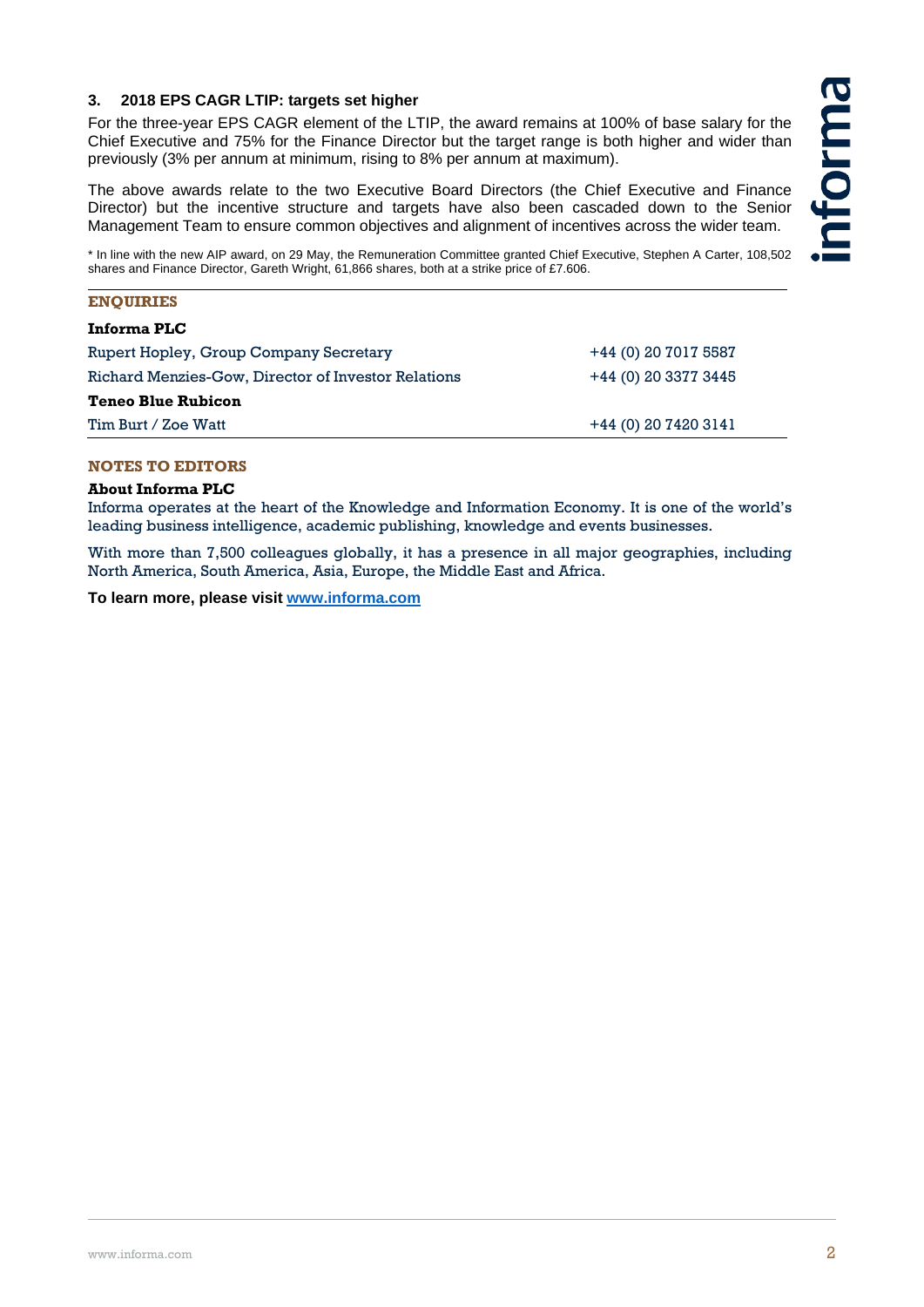### 3. 2018 EPS CAGR LTIP: targets set higher

For the three-year EPS CAGR element of the LTIP, the award remains at 100% of base salary for the Chief Executive and 75% for the Finance Director but the target range is both higher and wider than previously (3% per annum at minimum, rising to 8% per annum at maximum).

The above awards relate to the two Executive Board Directors (the Chief Executive and Finance Director) but the incentive structure and targets have also been cascaded down to the Senior Management Team to ensure common objectives and alignment of incentives across the wider team.

* In line with the new AIP award, on 29 May, the Remuneration Committee granted Chief Executive, Stephen A Carter, 108,502 shares and Finance Director, Gareth Wright, 61,866 shares, both at a strike price of £7.606.

## ENQUIRIES

| | |
|---|---|
| **Informa PLC** | |
| Rupert Hopley, Group Company Secretary | +44 (0) 20 7017 5587 |
| Richard Menzies-Gow, Director of Investor Relations | +44 (0) 20 3377 3445 |
| **Teneo Blue Rubicon** | |
| Tim Burt / Zoe Watt | +44 (0) 20 7420 3141 |

## NOTES TO EDITORS

**About Informa PLC**

Informa operates at the heart of the Knowledge and Information Economy. It is one of the world's leading business intelligence, academic publishing, knowledge and events businesses.

With more than 7,500 colleagues globally, it has a presence in all major geographies, including North America, South America, Asia, Europe, the Middle East and Africa.

**To learn more, please visit www.informa.com**